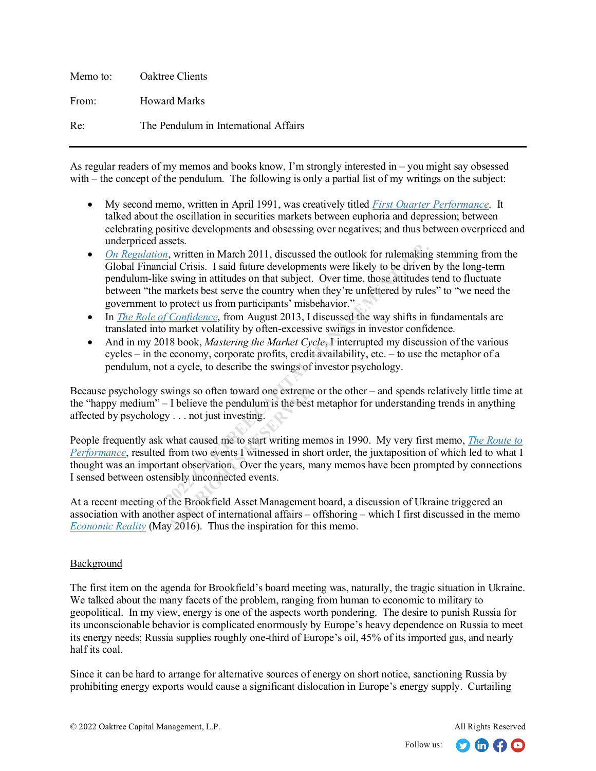Memo to: Oaktree Clients

From: Howard Marks

Re: The Pendulum in International Affairs

---

As regular readers of my memos and books know, I'm strongly interested in – you might say obsessed with – the concept of the pendulum. The following is only a partial list of my writings on the subject:

- My second memo, written in April 1991, was creatively titled *First Quarter Performance*. It talked about the oscillation in securities markets between euphoria and depression; between celebrating positive developments and obsessing over negatives; and thus between overpriced and underpriced assets.
- *On Regulation*, written in March 2011, discussed the outlook for rulemaking stemming from the Global Financial Crisis. I said future developments were likely to be driven by the long-term pendulum-like swing in attitudes on that subject. Over time, those attitudes tend to fluctuate between "the markets best serve the country when they're unfettered by rules" to "we need the government to protect us from participants' misbehavior."
- In *The Role of Confidence*, from August 2013, I discussed the way shifts in fundamentals are translated into market volatility by often-excessive swings in investor confidence.
- And in my 2018 book, *Mastering the Market Cycle*, I interrupted my discussion of the various cycles – in the economy, corporate profits, credit availability, etc. – to use the metaphor of a pendulum, not a cycle, to describe the swings of investor psychology.

Because psychology swings so often toward one extreme or the other – and spends relatively little time at the "happy medium" – I believe the pendulum is the best metaphor for understanding trends in anything affected by psychology . . . not just investing.

People frequently ask what caused me to start writing memos in 1990. My very first memo, *The Route to Performance*, resulted from two events I witnessed in short order, the juxtaposition of which led to what I thought was an important observation. Over the years, many memos have been prompted by connections I sensed between ostensibly unconnected events.

At a recent meeting of the Brookfield Asset Management board, a discussion of Ukraine triggered an association with another aspect of international affairs – offshoring – which I first discussed in the memo *Economic Reality* (May 2016). Thus the inspiration for this memo.

## Background

The first item on the agenda for Brookfield's board meeting was, naturally, the tragic situation in Ukraine. We talked about the many facets of the problem, ranging from human to economic to military to geopolitical. In my view, energy is one of the aspects worth pondering. The desire to punish Russia for its unconscionable behavior is complicated enormously by Europe's heavy dependence on Russia to meet its energy needs; Russia supplies roughly one-third of Europe's oil, 45% of its imported gas, and nearly half its coal.

Since it can be hard to arrange for alternative sources of energy on short notice, sanctioning Russia by prohibiting energy exports would cause a significant dislocation in Europe's energy supply. Curtailing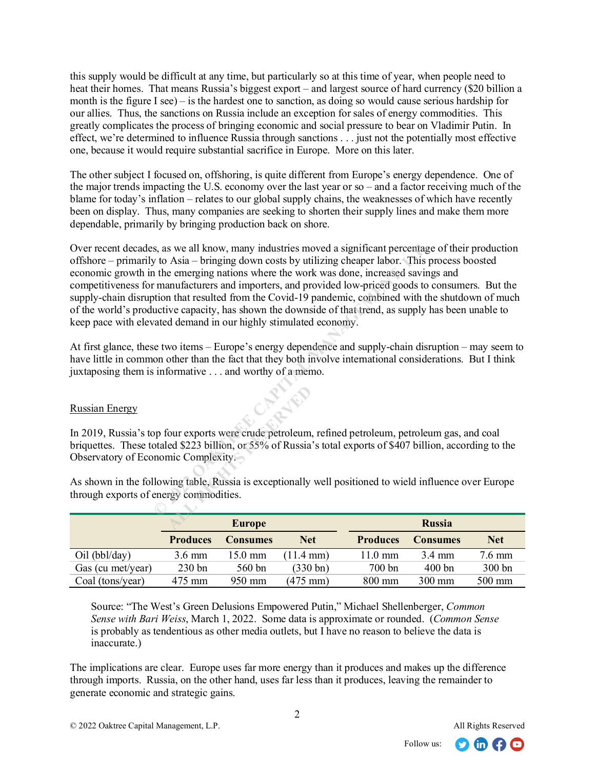this supply would be difficult at any time, but particularly so at this time of year, when people need to heat their homes. That means Russia's biggest export – and largest source of hard currency ($20 billion a month is the figure I see) – is the hardest one to sanction, as doing so would cause serious hardship for our allies. Thus, the sanctions on Russia include an exception for sales of energy commodities. This greatly complicates the process of bringing economic and social pressure to bear on Vladimir Putin. In effect, we're determined to influence Russia through sanctions . . . just not the potentially most effective one, because it would require substantial sacrifice in Europe. More on this later.

The other subject I focused on, offshoring, is quite different from Europe's energy dependence. One of the major trends impacting the U.S. economy over the last year or so – and a factor receiving much of the blame for today's inflation – relates to our global supply chains, the weaknesses of which have recently been on display. Thus, many companies are seeking to shorten their supply lines and make them more dependable, primarily by bringing production back on shore.

Over recent decades, as we all know, many industries moved a significant percentage of their production offshore – primarily to Asia – bringing down costs by utilizing cheaper labor. This process boosted economic growth in the emerging nations where the work was done, increased savings and competitiveness for manufacturers and importers, and provided low-priced goods to consumers. But the supply-chain disruption that resulted from the Covid-19 pandemic, combined with the shutdown of much of the world's productive capacity, has shown the downside of that trend, as supply has been unable to keep pace with elevated demand in our highly stimulated economy.

At first glance, these two items – Europe's energy dependence and supply-chain disruption – may seem to have little in common other than the fact that they both involve international considerations. But I think juxtaposing them is informative . . . and worthy of a memo.

## Russian Energy

In 2019, Russia's top four exports were crude petroleum, refined petroleum, petroleum gas, and coal briquettes. These totaled $223 billion, or 55% of Russia's total exports of $407 billion, according to the Observatory of Economic Complexity.

As shown in the following table, Russia is exceptionally well positioned to wield influence over Europe through exports of energy commodities.

| | Europe | | | Russia | | |
|---|---|---|---|---|---|---|
| | **Produces** | **Consumes** | **Net** | **Produces** | **Consumes** | **Net** |
| Oil (bbl/day) | 3.6 mm | 15.0 mm | (11.4 mm) | 11.0 mm | 3.4 mm | 7.6 mm |
| Gas (cu met/year) | 230 bn | 560 bn | (330 bn) | 700 bn | 400 bn | 300 bn |
| Coal (tons/year) | 475 mm | 950 mm | (475 mm) | 800 mm | 300 mm | 500 mm |

Source: "The West's Green Delusions Empowered Putin," Michael Shellenberger, *Common Sense with Bari Weiss*, March 1, 2022. Some data is approximate or rounded. (*Common Sense* is probably as tendentious as other media outlets, but I have no reason to believe the data is inaccurate.)

The implications are clear. Europe uses far more energy than it produces and makes up the difference through imports. Russia, on the other hand, uses far less than it produces, leaving the remainder to generate economic and strategic gains.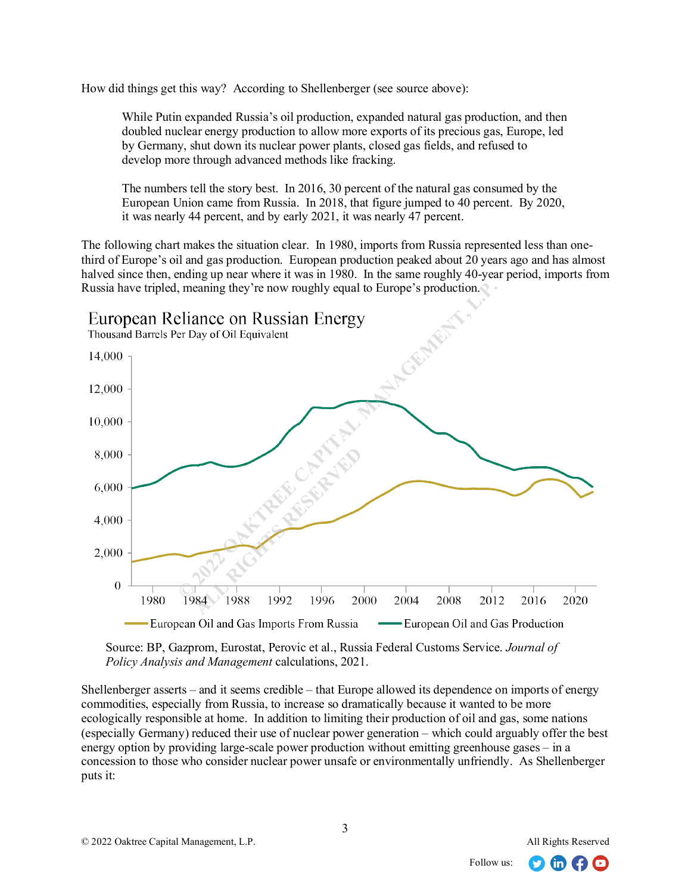How did things get this way? According to Shellenberger (see source above):

> While Putin expanded Russia's oil production, expanded natural gas production, and then doubled nuclear energy production to allow more exports of its precious gas, Europe, led by Germany, shut down its nuclear power plants, closed gas fields, and refused to develop more through advanced methods like fracking.
>
> The numbers tell the story best. In 2016, 30 percent of the natural gas consumed by the European Union came from Russia. In 2018, that figure jumped to 40 percent. By 2020, it was nearly 44 percent, and by early 2021, it was nearly 47 percent.

The following chart makes the situation clear. In 1980, imports from Russia represented less than one-third of Europe's oil and gas production. European production peaked about 20 years ago and has almost halved since then, ending up near where it was in 1980. In the same roughly 40-year period, imports from Russia have tripled, meaning they're now roughly equal to Europe's production.

**European Reliance on Russian Energy**
Thousand Barrels Per Day of Oil Equivalent

Legend: European Oil and Gas Imports From Russia; European Oil and Gas Production

Source: BP, Gazprom, Eurostat, Perovic et al., Russia Federal Customs Service. *Journal of Policy Analysis and Management* calculations, 2021.

Shellenberger asserts – and it seems credible – that Europe allowed its dependence on imports of energy commodities, especially from Russia, to increase so dramatically because it wanted to be more ecologically responsible at home. In addition to limiting their production of oil and gas, some nations (especially Germany) reduced their use of nuclear power generation – which could arguably offer the best energy option by providing large-scale power production without emitting greenhouse gases – in a concession to those who consider nuclear power unsafe or environmentally unfriendly. As Shellenberger puts it: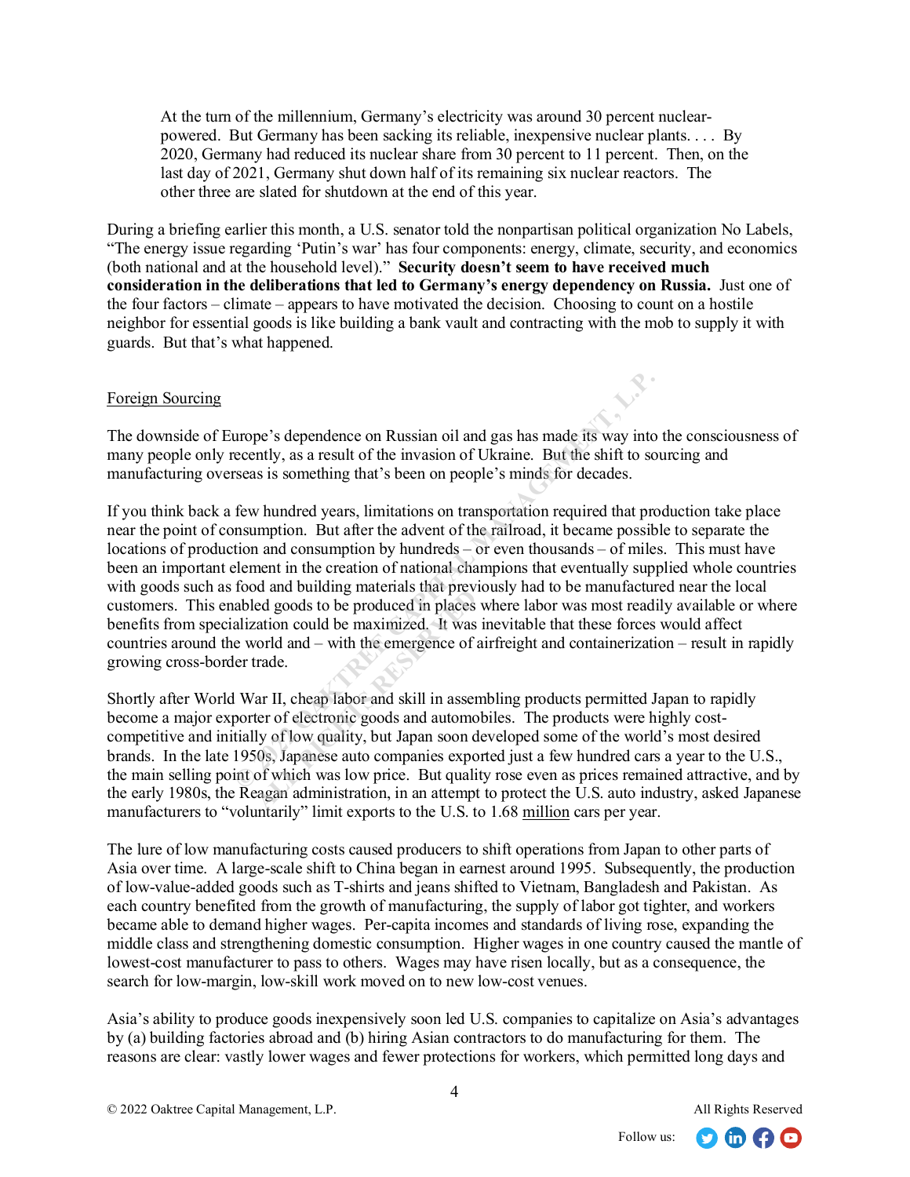> At the turn of the millennium, Germany's electricity was around 30 percent nuclear-powered. But Germany has been sacking its reliable, inexpensive nuclear plants. . . . By 2020, Germany had reduced its nuclear share from 30 percent to 11 percent. Then, on the last day of 2021, Germany shut down half of its remaining six nuclear reactors. The other three are slated for shutdown at the end of this year.

During a briefing earlier this month, a U.S. senator told the nonpartisan political organization No Labels, "The energy issue regarding 'Putin's war' has four components: energy, climate, security, and economics (both national and at the household level)." **Security doesn't seem to have received much consideration in the deliberations that led to Germany's energy dependency on Russia.** Just one of the four factors – climate – appears to have motivated the decision. Choosing to count on a hostile neighbor for essential goods is like building a bank vault and contracting with the mob to supply it with guards. But that's what happened.

<u>Foreign Sourcing</u>

The downside of Europe's dependence on Russian oil and gas has made its way into the consciousness of many people only recently, as a result of the invasion of Ukraine. But the shift to sourcing and manufacturing overseas is something that's been on people's minds for decades.

If you think back a few hundred years, limitations on transportation required that production take place near the point of consumption. But after the advent of the railroad, it became possible to separate the locations of production and consumption by hundreds – or even thousands – of miles. This must have been an important element in the creation of national champions that eventually supplied whole countries with goods such as food and building materials that previously had to be manufactured near the local customers. This enabled goods to be produced in places where labor was most readily available or where benefits from specialization could be maximized. It was inevitable that these forces would affect countries around the world and – with the emergence of airfreight and containerization – result in rapidly growing cross-border trade.

Shortly after World War II, cheap labor and skill in assembling products permitted Japan to rapidly become a major exporter of electronic goods and automobiles. The products were highly cost-competitive and initially of low quality, but Japan soon developed some of the world's most desired brands. In the late 1950s, Japanese auto companies exported just a few hundred cars a year to the U.S., the main selling point of which was low price. But quality rose even as prices remained attractive, and by the early 1980s, the Reagan administration, in an attempt to protect the U.S. auto industry, asked Japanese manufacturers to "voluntarily" limit exports to the U.S. to 1.68 <u>million</u> cars per year.

The lure of low manufacturing costs caused producers to shift operations from Japan to other parts of Asia over time. A large-scale shift to China began in earnest around 1995. Subsequently, the production of low-value-added goods such as T-shirts and jeans shifted to Vietnam, Bangladesh and Pakistan. As each country benefited from the growth of manufacturing, the supply of labor got tighter, and workers became able to demand higher wages. Per-capita incomes and standards of living rose, expanding the middle class and strengthening domestic consumption. Higher wages in one country caused the mantle of lowest-cost manufacturer to pass to others. Wages may have risen locally, but as a consequence, the search for low-margin, low-skill work moved on to new low-cost venues.

Asia's ability to produce goods inexpensively soon led U.S. companies to capitalize on Asia's advantages by (a) building factories abroad and (b) hiring Asian contractors to do manufacturing for them. The reasons are clear: vastly lower wages and fewer protections for workers, which permitted long days and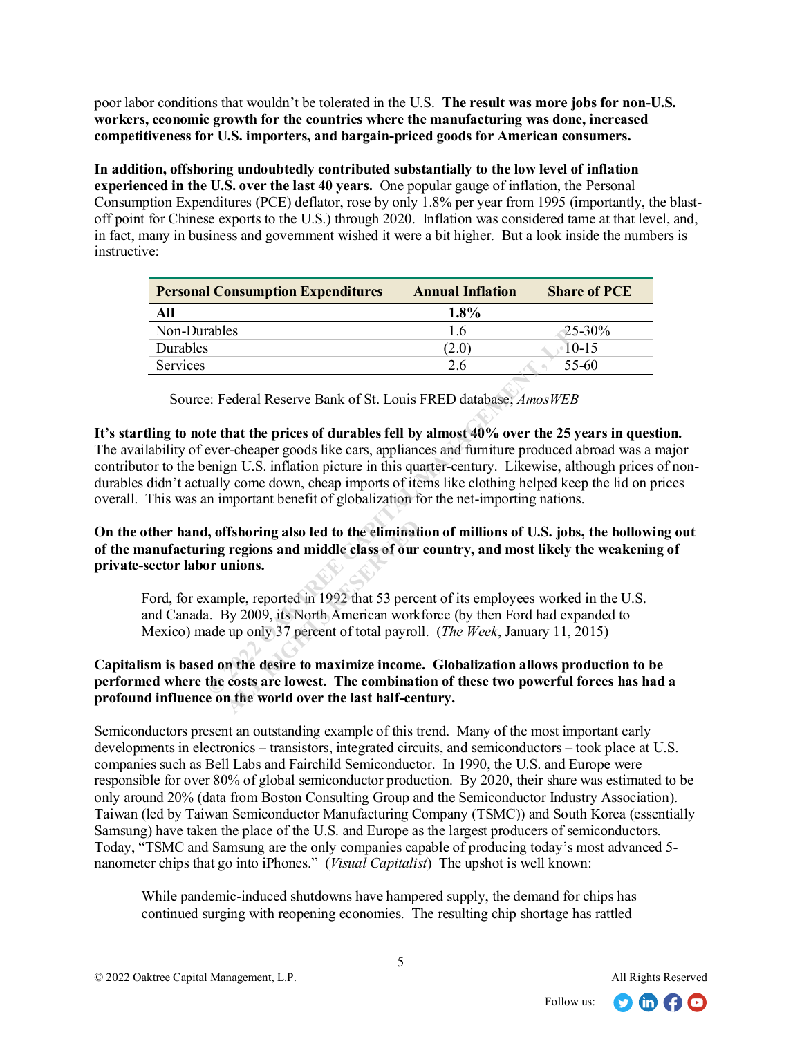poor labor conditions that wouldn't be tolerated in the U.S. **The result was more jobs for non-U.S. workers, economic growth for the countries where the manufacturing was done, increased competitiveness for U.S. importers, and bargain-priced goods for American consumers.**

**In addition, offshoring undoubtedly contributed substantially to the low level of inflation experienced in the U.S. over the last 40 years.** One popular gauge of inflation, the Personal Consumption Expenditures (PCE) deflator, rose by only 1.8% per year from 1995 (importantly, the blast-off point for Chinese exports to the U.S.) through 2020. Inflation was considered tame at that level, and, in fact, many in business and government wished it were a bit higher. But a look inside the numbers is instructive:

| Personal Consumption Expenditures | Annual Inflation | Share of PCE |
|---|---|---|
| **All** | **1.8%** | |
| Non-Durables | 1.6 | 25-30% |
| Durables | (2.0) | 10-15 |
| Services | 2.6 | 55-60 |

Source: Federal Reserve Bank of St. Louis FRED database; *AmosWEB*

**It's startling to note that the prices of durables fell by almost 40% over the 25 years in question.** The availability of ever-cheaper goods like cars, appliances and furniture produced abroad was a major contributor to the benign U.S. inflation picture in this quarter-century. Likewise, although prices of non-durables didn't actually come down, cheap imports of items like clothing helped keep the lid on prices overall. This was an important benefit of globalization for the net-importing nations.

**On the other hand, offshoring also led to the elimination of millions of U.S. jobs, the hollowing out of the manufacturing regions and middle class of our country, and most likely the weakening of private-sector labor unions.**

> Ford, for example, reported in 1992 that 53 percent of its employees worked in the U.S. and Canada. By 2009, its North American workforce (by then Ford had expanded to Mexico) made up only 37 percent of total payroll. (*The Week*, January 11, 2015)

**Capitalism is based on the desire to maximize income. Globalization allows production to be performed where the costs are lowest. The combination of these two powerful forces has had a profound influence on the world over the last half-century.**

Semiconductors present an outstanding example of this trend. Many of the most important early developments in electronics – transistors, integrated circuits, and semiconductors – took place at U.S. companies such as Bell Labs and Fairchild Semiconductor. In 1990, the U.S. and Europe were responsible for over 80% of global semiconductor production. By 2020, their share was estimated to be only around 20% (data from Boston Consulting Group and the Semiconductor Industry Association). Taiwan (led by Taiwan Semiconductor Manufacturing Company (TSMC)) and South Korea (essentially Samsung) have taken the place of the U.S. and Europe as the largest producers of semiconductors. Today, "TSMC and Samsung are the only companies capable of producing today's most advanced 5-nanometer chips that go into iPhones." (*Visual Capitalist*) The upshot is well known:

> While pandemic-induced shutdowns have hampered supply, the demand for chips has continued surging with reopening economies. The resulting chip shortage has rattled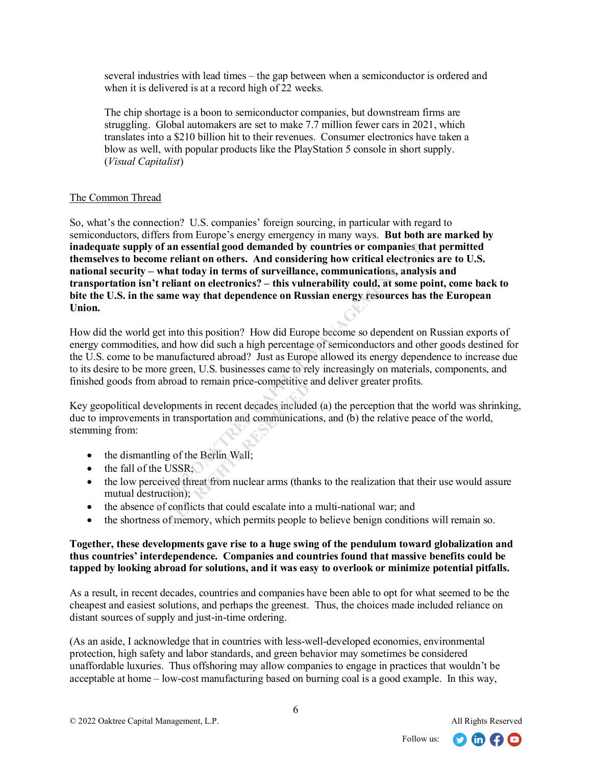several industries with lead times – the gap between when a semiconductor is ordered and when it is delivered is at a record high of 22 weeks.

The chip shortage is a boon to semiconductor companies, but downstream firms are struggling. Global automakers are set to make 7.7 million fewer cars in 2021, which translates into a $210 billion hit to their revenues. Consumer electronics have taken a blow as well, with popular products like the PlayStation 5 console in short supply. (*Visual Capitalist*)

<u>The Common Thread</u>

So, what's the connection? U.S. companies' foreign sourcing, in particular with regard to semiconductors, differs from Europe's energy emergency in many ways. **But both are marked by inadequate supply of an essential good demanded by countries or companies that permitted themselves to become reliant on others. And considering how critical electronics are to U.S. national security – what today in terms of surveillance, communications, analysis and transportation isn't reliant on electronics? – this vulnerability could, at some point, come back to bite the U.S. in the same way that dependence on Russian energy resources has the European Union.**

How did the world get into this position? How did Europe become so dependent on Russian exports of energy commodities, and how did such a high percentage of semiconductors and other goods destined for the U.S. come to be manufactured abroad? Just as Europe allowed its energy dependence to increase due to its desire to be more green, U.S. businesses came to rely increasingly on materials, components, and finished goods from abroad to remain price-competitive and deliver greater profits.

Key geopolitical developments in recent decades included (a) the perception that the world was shrinking, due to improvements in transportation and communications, and (b) the relative peace of the world, stemming from:

- the dismantling of the Berlin Wall;
- the fall of the USSR;
- the low perceived threat from nuclear arms (thanks to the realization that their use would assure mutual destruction);
- the absence of conflicts that could escalate into a multi-national war; and
- the shortness of memory, which permits people to believe benign conditions will remain so.

**Together, these developments gave rise to a huge swing of the pendulum toward globalization and thus countries' interdependence. Companies and countries found that massive benefits could be tapped by looking abroad for solutions, and it was easy to overlook or minimize potential pitfalls.**

As a result, in recent decades, countries and companies have been able to opt for what seemed to be the cheapest and easiest solutions, and perhaps the greenest. Thus, the choices made included reliance on distant sources of supply and just-in-time ordering.

(As an aside, I acknowledge that in countries with less-well-developed economies, environmental protection, high safety and labor standards, and green behavior may sometimes be considered unaffordable luxuries. Thus offshoring may allow companies to engage in practices that wouldn't be acceptable at home – low-cost manufacturing based on burning coal is a good example. In this way,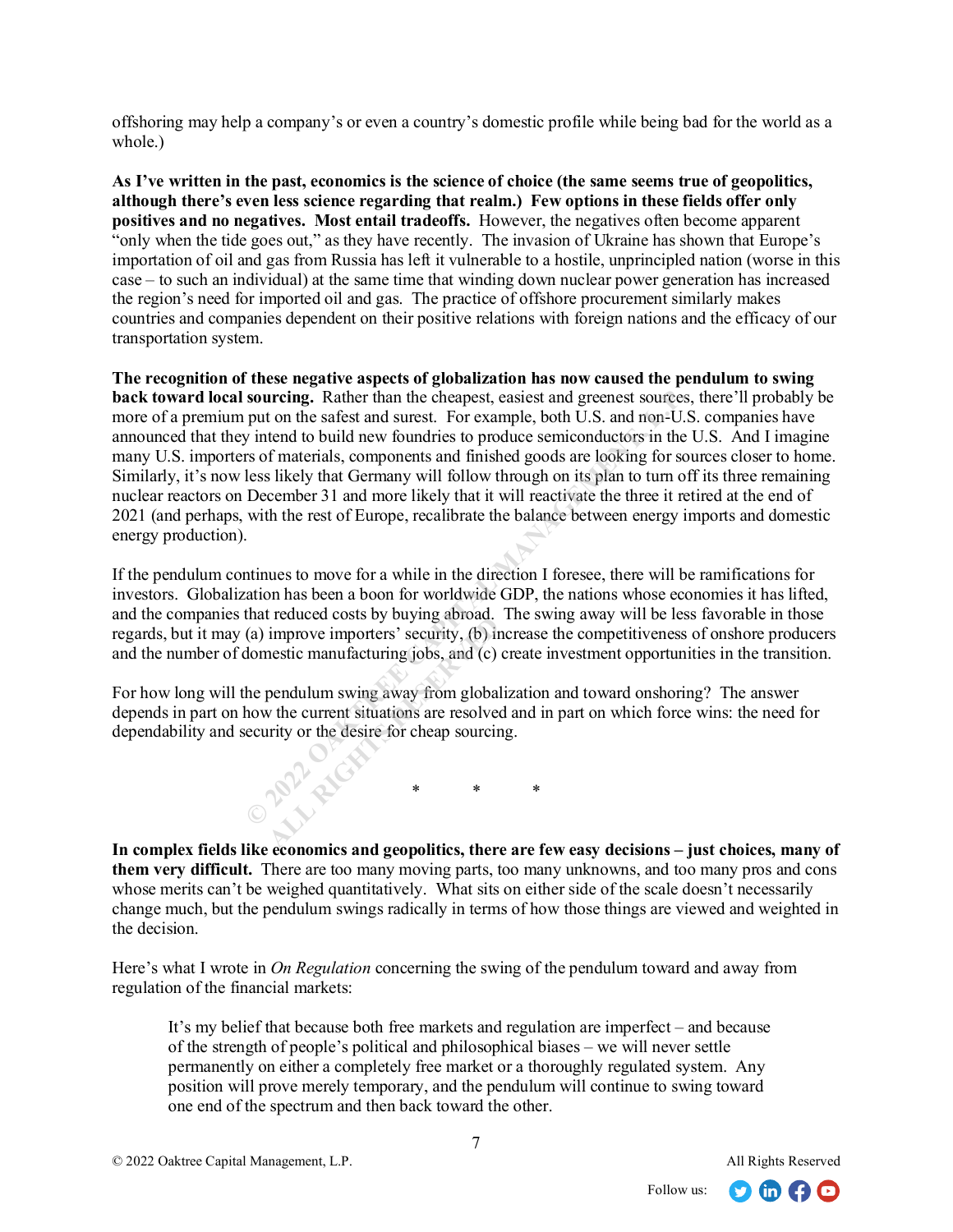offshoring may help a company's or even a country's domestic profile while being bad for the world as a whole.)

**As I've written in the past, economics is the science of choice (the same seems true of geopolitics, although there's even less science regarding that realm.) Few options in these fields offer only positives and no negatives. Most entail tradeoffs.** However, the negatives often become apparent "only when the tide goes out," as they have recently. The invasion of Ukraine has shown that Europe's importation of oil and gas from Russia has left it vulnerable to a hostile, unprincipled nation (worse in this case – to such an individual) at the same time that winding down nuclear power generation has increased the region's need for imported oil and gas. The practice of offshore procurement similarly makes countries and companies dependent on their positive relations with foreign nations and the efficacy of our transportation system.

**The recognition of these negative aspects of globalization has now caused the pendulum to swing back toward local sourcing.** Rather than the cheapest, easiest and greenest sources, there'll probably be more of a premium put on the safest and surest. For example, both U.S. and non-U.S. companies have announced that they intend to build new foundries to produce semiconductors in the U.S. And I imagine many U.S. importers of materials, components and finished goods are looking for sources closer to home. Similarly, it's now less likely that Germany will follow through on its plan to turn off its three remaining nuclear reactors on December 31 and more likely that it will reactivate the three it retired at the end of 2021 (and perhaps, with the rest of Europe, recalibrate the balance between energy imports and domestic energy production).

If the pendulum continues to move for a while in the direction I foresee, there will be ramifications for investors. Globalization has been a boon for worldwide GDP, the nations whose economies it has lifted, and the companies that reduced costs by buying abroad. The swing away will be less favorable in those regards, but it may (a) improve importers' security, (b) increase the competitiveness of onshore producers and the number of domestic manufacturing jobs, and (c) create investment opportunities in the transition.

For how long will the pendulum swing away from globalization and toward onshoring? The answer depends in part on how the current situations are resolved and in part on which force wins: the need for dependability and security or the desire for cheap sourcing.

\*   \*   \*

**In complex fields like economics and geopolitics, there are few easy decisions – just choices, many of them very difficult.** There are too many moving parts, too many unknowns, and too many pros and cons whose merits can't be weighed quantitatively. What sits on either side of the scale doesn't necessarily change much, but the pendulum swings radically in terms of how those things are viewed and weighted in the decision.

Here's what I wrote in *On Regulation* concerning the swing of the pendulum toward and away from regulation of the financial markets:

> It's my belief that because both free markets and regulation are imperfect – and because of the strength of people's political and philosophical biases – we will never settle permanently on either a completely free market or a thoroughly regulated system. Any position will prove merely temporary, and the pendulum will continue to swing toward one end of the spectrum and then back toward the other.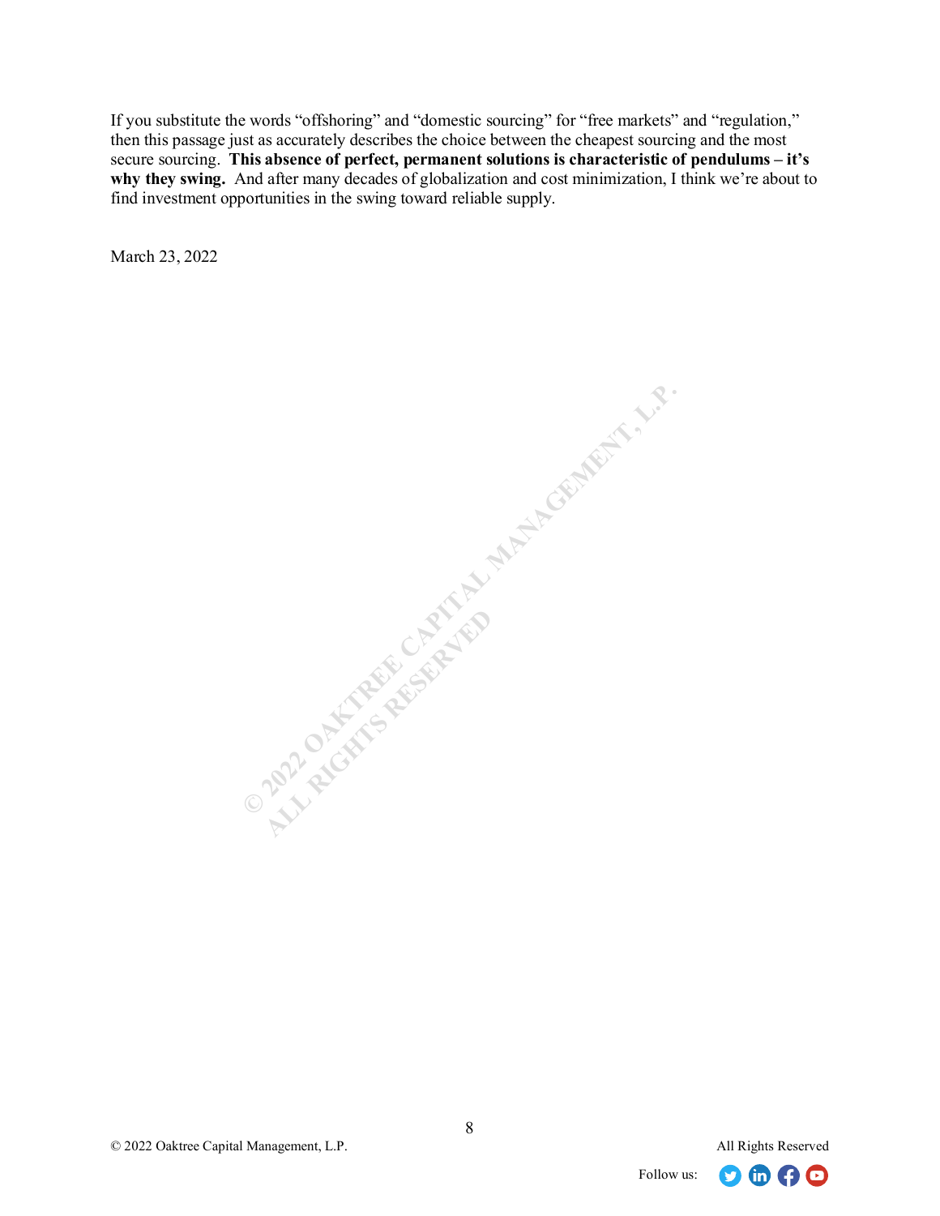If you substitute the words "offshoring" and "domestic sourcing" for "free markets" and "regulation," then this passage just as accurately describes the choice between the cheapest sourcing and the most secure sourcing. **This absence of perfect, permanent solutions is characteristic of pendulums – it's why they swing.** And after many decades of globalization and cost minimization, I think we're about to find investment opportunities in the swing toward reliable supply.

March 23, 2022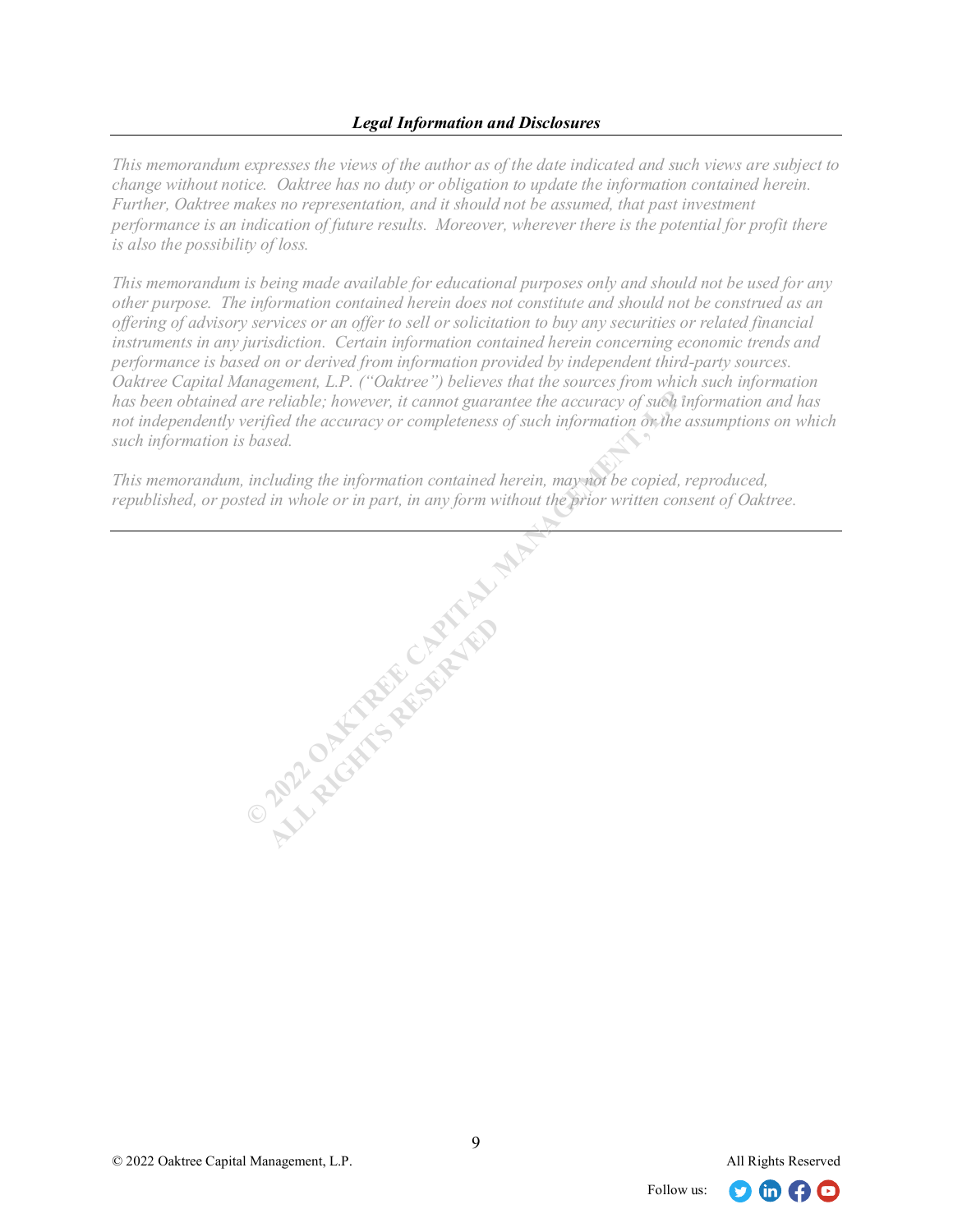### *Legal Information and Disclosures*

*This memorandum expresses the views of the author as of the date indicated and such views are subject to change without notice. Oaktree has no duty or obligation to update the information contained herein. Further, Oaktree makes no representation, and it should not be assumed, that past investment performance is an indication of future results. Moreover, wherever there is the potential for profit there is also the possibility of loss.*

*This memorandum is being made available for educational purposes only and should not be used for any other purpose. The information contained herein does not constitute and should not be construed as an offering of advisory services or an offer to sell or solicitation to buy any securities or related financial instruments in any jurisdiction. Certain information contained herein concerning economic trends and performance is based on or derived from information provided by independent third-party sources. Oaktree Capital Management, L.P. ("Oaktree") believes that the sources from which such information has been obtained are reliable; however, it cannot guarantee the accuracy of such information and has not independently verified the accuracy or completeness of such information or the assumptions on which such information is based.*

*This memorandum, including the information contained herein, may not be copied, reproduced, republished, or posted in whole or in part, in any form without the prior written consent of Oaktree.*